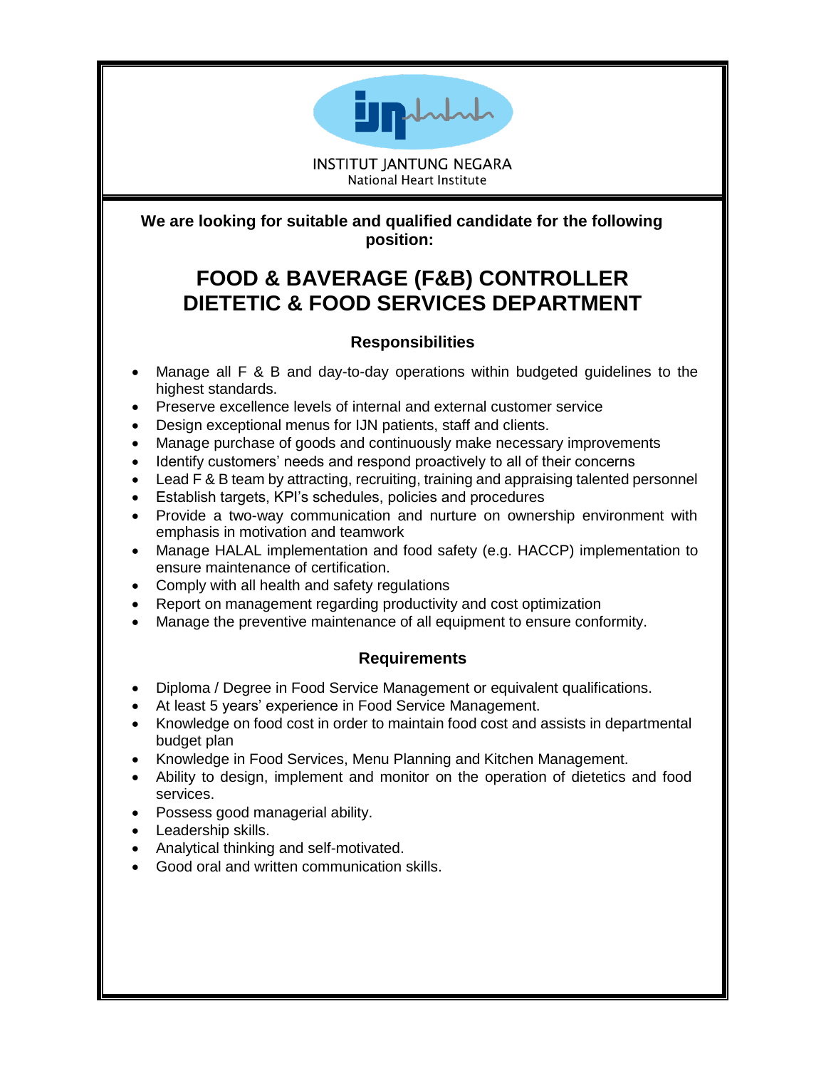INSTITUT JANTUNG NEGARA
National Heart Institute

**We are looking for suitable and qualified candidate for the following position:**

# FOOD & BAVERAGE (F&B) CONTROLLER
# DIETETIC & FOOD SERVICES DEPARTMENT

## Responsibilities

- Manage all F & B and day-to-day operations within budgeted guidelines to the highest standards.
- Preserve excellence levels of internal and external customer service
- Design exceptional menus for IJN patients, staff and clients.
- Manage purchase of goods and continuously make necessary improvements
- Identify customers' needs and respond proactively to all of their concerns
- Lead F & B team by attracting, recruiting, training and appraising talented personnel
- Establish targets, KPI's schedules, policies and procedures
- Provide a two-way communication and nurture on ownership environment with emphasis in motivation and teamwork
- Manage HALAL implementation and food safety (e.g. HACCP) implementation to ensure maintenance of certification.
- Comply with all health and safety regulations
- Report on management regarding productivity and cost optimization
- Manage the preventive maintenance of all equipment to ensure conformity.

## Requirements

- Diploma / Degree in Food Service Management or equivalent qualifications.
- At least 5 years' experience in Food Service Management.
- Knowledge on food cost in order to maintain food cost and assists in departmental budget plan
- Knowledge in Food Services, Menu Planning and Kitchen Management.
- Ability to design, implement and monitor on the operation of dietetics and food services.
- Possess good managerial ability.
- Leadership skills.
- Analytical thinking and self-motivated.
- Good oral and written communication skills.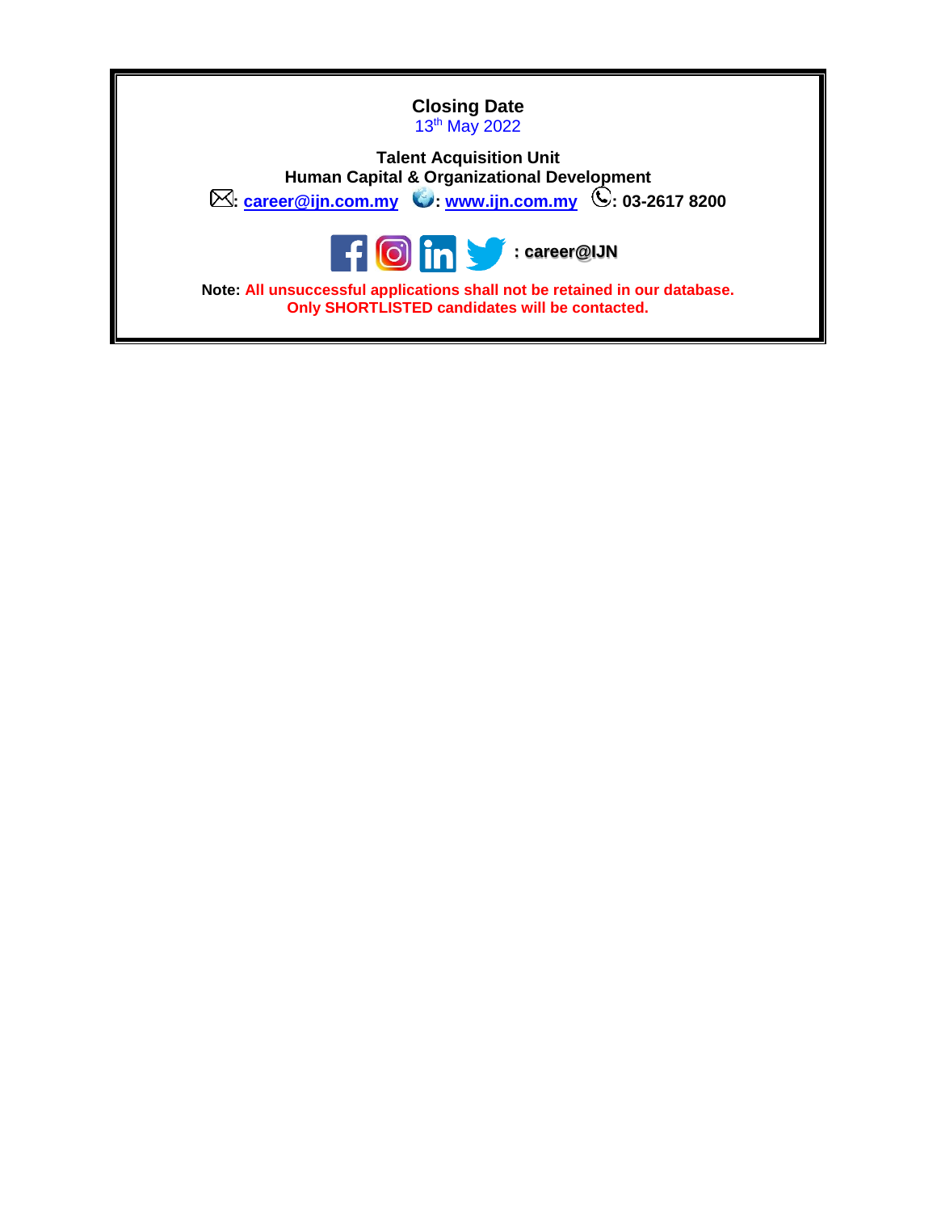**Closing Date**

13th May 2022

**Talent Acquisition Unit**
**Human Capital & Organizational Development**

**: career@ijn.com.my : www.ijn.com.my : 03-2617 8200**

**: career@IJN**

**Note: All unsuccessful applications shall not be retained in our database.**
**Only SHORTLISTED candidates will be contacted.**